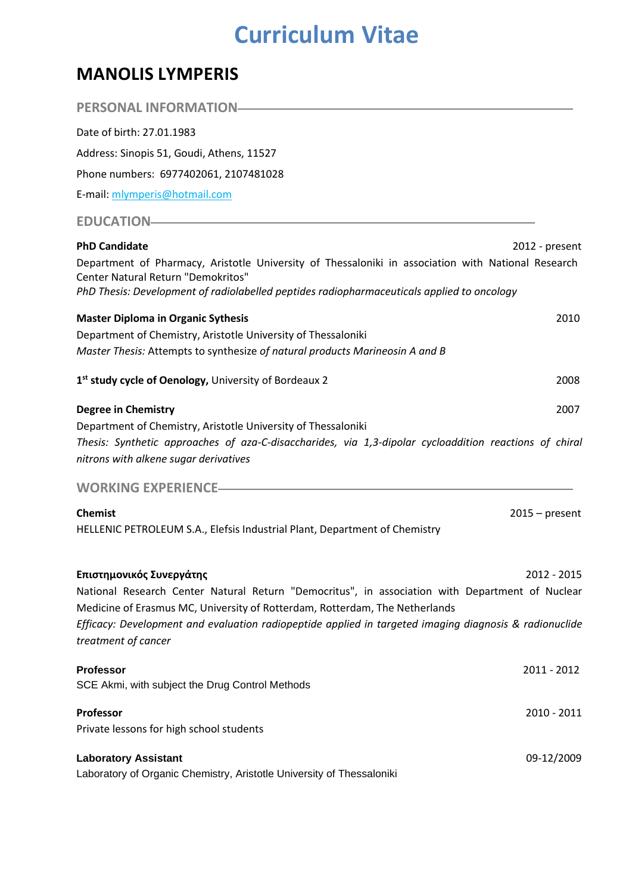# Curriculum Vitae

## MANOLIS LYMPERIS

### PERSONAL INFORMATION

Date of birth: 27.01.1983

Address: Sinopis 51, Goudi, Athens, 11527

Phone numbers: 6977402061, 2107481028

E-mail: mlymperis@hotmail.com

### EDUCATION

**PhD Candidate** 2012 - present

Department of Pharmacy, Aristotle University of Thessaloniki in association with National Research Center Natural Return "Demokritos"

*PhD Thesis: Development of radiolabelled peptides radiopharmaceuticals applied to oncology*

**Master Diploma in Organic Sythesis** 2010

Department of Chemistry, Aristotle University of Thessaloniki

*Master Thesis:* Attempts to synthesize *of natural products Marineosin A and B*

**1st study cycle of Oenology,** University of Bordeaux 2 2008

**Degree in Chemistry** 2007

Department of Chemistry, Aristotle University of Thessaloniki

*Thesis: Synthetic approaches of aza-C-disaccharides, via 1,3-dipolar cycloaddition reactions of chiral nitrons with alkene sugar derivatives*

### WORKING EXPERIENCE

**Chemist** 2015 – present

HELLENIC PETROLEUM S.A., Elefsis Industrial Plant, Department of Chemistry

**Επιστημονικός Συνεργάτης** 2012 - 2015

National Research Center Natural Return "Democritus", in association with Department of Nuclear Medicine of Erasmus MC, University of Rotterdam, Rotterdam, The Netherlands

*Efficacy: Development and evaluation radiopeptide applied in targeted imaging diagnosis & radionuclide treatment of cancer*

**Professor** 2011 - 2012

SCE Akmi, with subject the Drug Control Methods

**Professor** 2010 - 2011

Private lessons for high school students

**Laboratory Assistant** 09-12/2009

Laboratory of Organic Chemistry, Aristotle University of Thessaloniki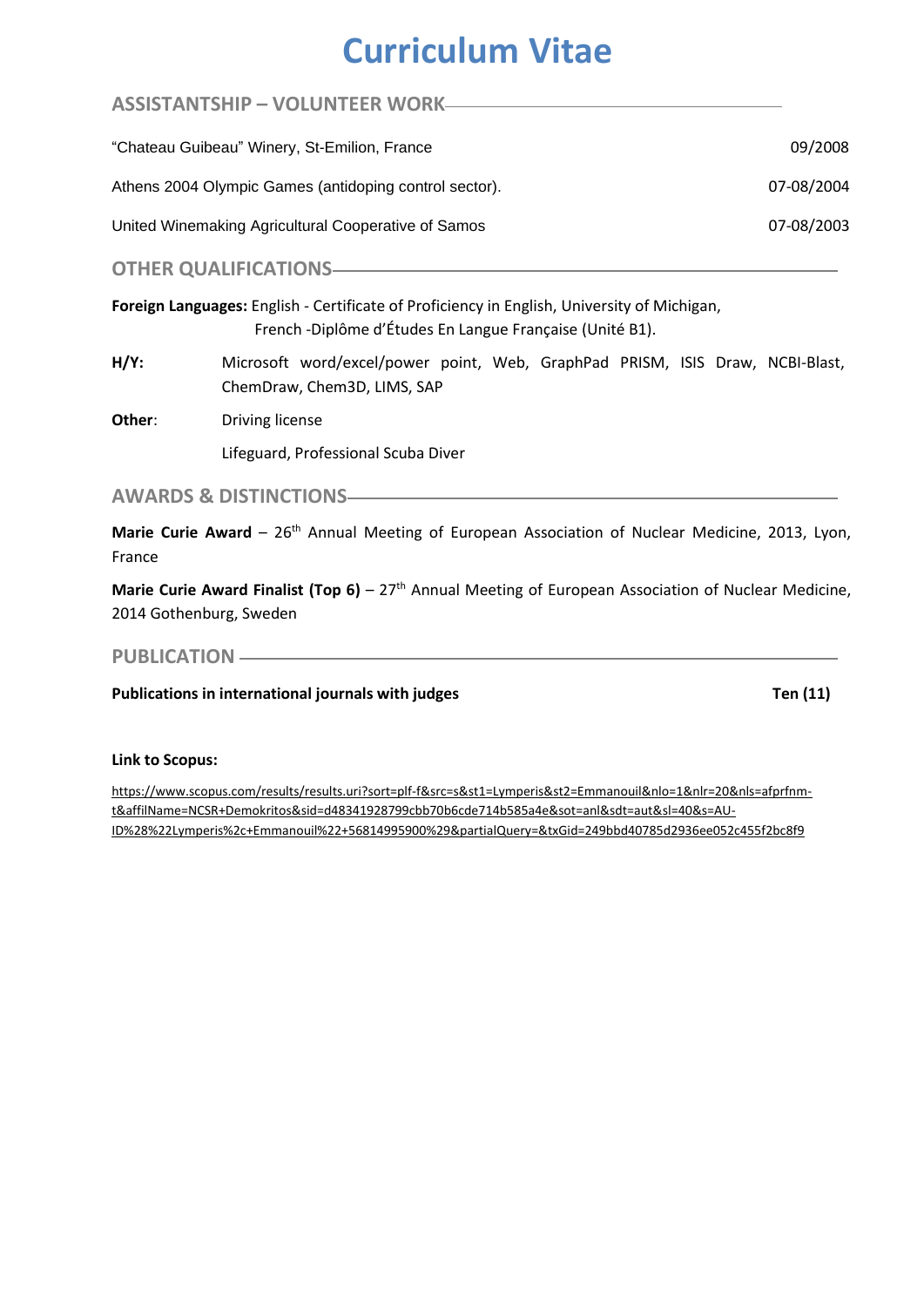# Curriculum Vitae

## ASSISTANTSHIP – VOLUNTEER WORK

| | |
|---|---|
| "Chateau Guibeau" Winery, St-Emilion, France | 09/2008 |
| Athens 2004 Olympic Games (antidoping control sector). | 07-08/2004 |
| United Winemaking Agricultural Cooperative of Samos | 07-08/2003 |

## OTHER QUALIFICATIONS

**Foreign Languages:** English - Certificate of Proficiency in English, University of Michigan,
French -Diplôme d'Études En Langue Française (Unité B1).

**H/Y:** Microsoft word/excel/power point, Web, GraphPad PRISM, ISIS Draw, NCBI-Blast, ChemDraw, Chem3D, LIMS, SAP

**Other:** Driving license

Lifeguard, Professional Scuba Diver

## AWARDS & DISTINCTIONS

**Marie Curie Award** – 26th Annual Meeting of European Association of Nuclear Medicine, 2013, Lyon, France

**Marie Curie Award Finalist (Top 6)** – 27th Annual Meeting of European Association of Nuclear Medicine, 2014 Gothenburg, Sweden

## PUBLICATION

**Publications in international journals with judges** **Ten (11)**

**Link to Scopus:**

https://www.scopus.com/results/results.uri?sort=plf-f&src=s&st1=Lymperis&st2=Emmanouil&nlo=1&nlr=20&nls=afprfnm-t&affilName=NCSR+Demokritos&sid=d48341928799cbb70b6cde714b585a4e&sot=anl&sdt=aut&sl=40&s=AU-ID%28%22Lymperis%2c+Emmanouil%22+56814995900%29&partialQuery=&txGid=249bbd40785d2936ee052c455f2bc8f9